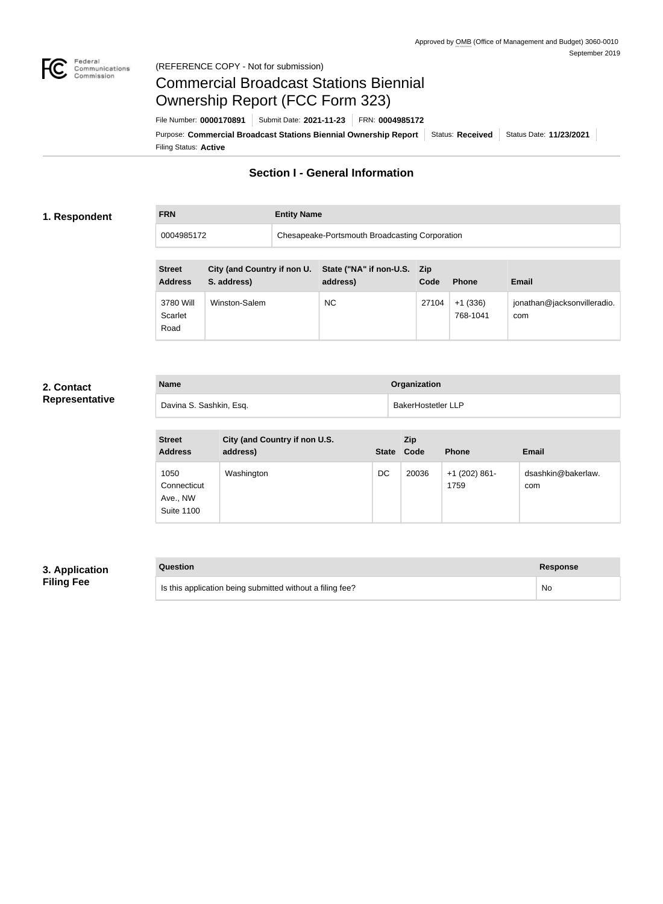Approved by OMB (Office of Management and Budget) 3060-0010
September 2019

(REFERENCE COPY - Not for submission)

# Commercial Broadcast Stations Biennial Ownership Report (FCC Form 323)

File Number: **0000170891** | Submit Date: **2021-11-23** | FRN: **0004985172**

Purpose: **Commercial Broadcast Stations Biennial Ownership Report** | Status: **Received** | Status Date: **11/23/2021**

Filing Status: **Active**

## Section I - General Information

### 1. Respondent

| FRN | Entity Name |
| --- | --- |
| 0004985172 | Chesapeake-Portsmouth Broadcasting Corporation |

| Street Address | City (and Country if non U. S. address) | State ("NA" if non-U.S. address) | Zip Code | Phone | Email |
| --- | --- | --- | --- | --- | --- |
| 3780 Will Scarlet Road | Winston-Salem | NC | 27104 | +1 (336) 768-1041 | jonathan@jacksonvilleradio.com |

### 2. Contact Representative

| Name | Organization |
| --- | --- |
| Davina S. Sashkin, Esq. | BakerHostetler LLP |

| Street Address | City (and Country if non U.S. address) | State | Zip Code | Phone | Email |
| --- | --- | --- | --- | --- | --- |
| 1050 Connecticut Ave., NW Suite 1100 | Washington | DC | 20036 | +1 (202) 861-1759 | dsashkin@bakerlaw.com |

### 3. Application Filing Fee

| Question | Response |
| --- | --- |
| Is this application being submitted without a filing fee? | No |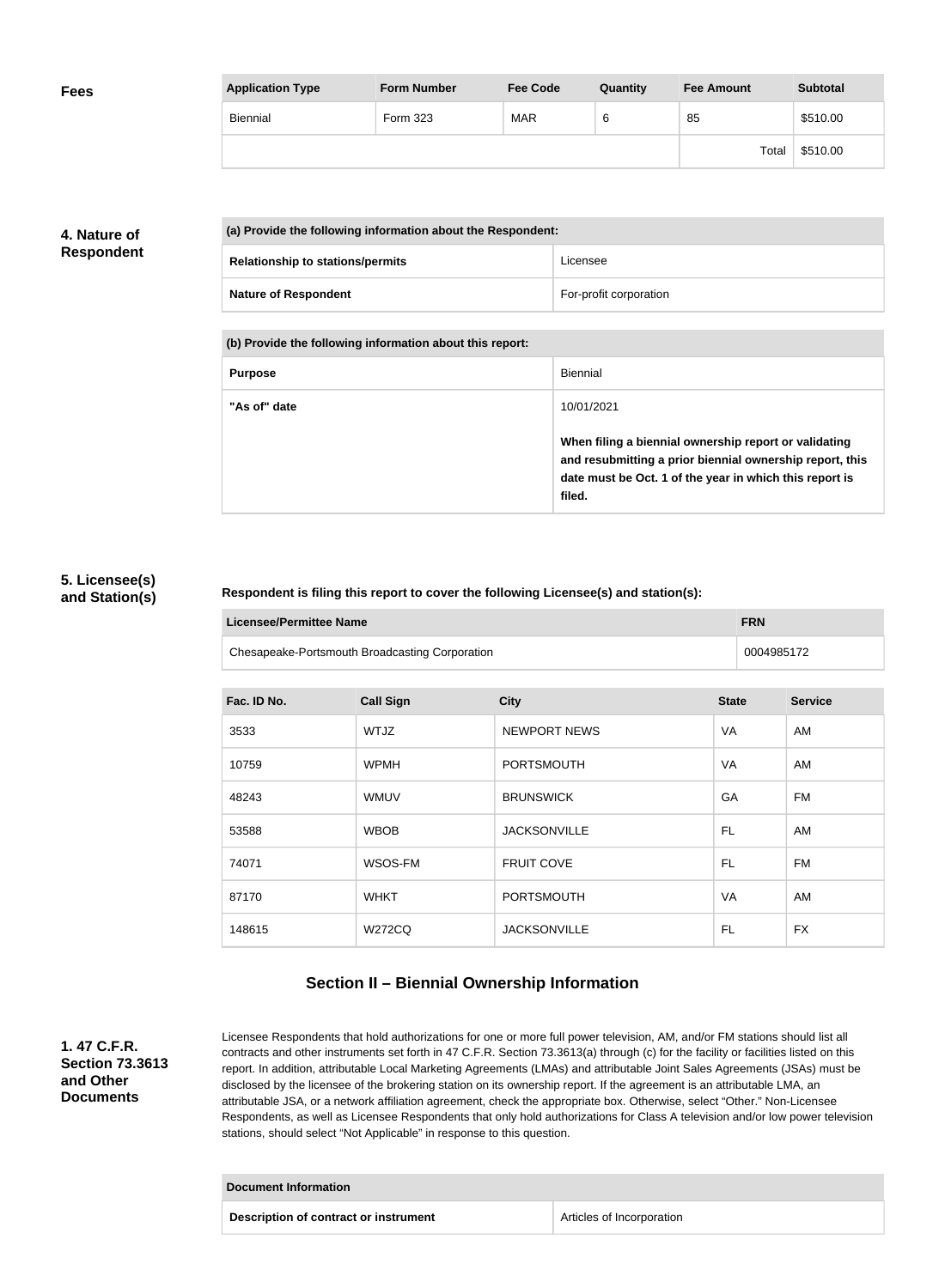**Fees**

| Application Type | Form Number | Fee Code | Quantity | Fee Amount | Subtotal |
|---|---|---|---|---|---|
| Biennial | Form 323 | MAR | 6 | 85 | $510.00 |
| | | | | Total | $510.00 |

**4. Nature of Respondent**

| (a) Provide the following information about the Respondent: | |
|---|---|
| Relationship to stations/permits | Licensee |
| Nature of Respondent | For-profit corporation |

| (b) Provide the following information about this report: | |
|---|---|
| Purpose | Biennial |
| "As of" date | 10/01/2021<br><br>**When filing a biennial ownership report or validating and resubmitting a prior biennial ownership report, this date must be Oct. 1 of the year in which this report is filed.** |

**5. Licensee(s) and Station(s)**

**Respondent is filing this report to cover the following Licensee(s) and station(s):**

| Licensee/Permittee Name | FRN |
|---|---|
| Chesapeake-Portsmouth Broadcasting Corporation | 0004985172 |

| Fac. ID No. | Call Sign | City | State | Service |
|---|---|---|---|---|
| 3533 | WTJZ | NEWPORT NEWS | VA | AM |
| 10759 | WPMH | PORTSMOUTH | VA | AM |
| 48243 | WMUV | BRUNSWICK | GA | FM |
| 53588 | WBOB | JACKSONVILLE | FL | AM |
| 74071 | WSOS-FM | FRUIT COVE | FL | FM |
| 87170 | WHKT | PORTSMOUTH | VA | AM |
| 148615 | W272CQ | JACKSONVILLE | FL | FX |

## Section II – Biennial Ownership Information

**1. 47 C.F.R. Section 73.3613 and Other Documents**

Licensee Respondents that hold authorizations for one or more full power television, AM, and/or FM stations should list all contracts and other instruments set forth in 47 C.F.R. Section 73.3613(a) through (c) for the facility or facilities listed on this report. In addition, attributable Local Marketing Agreements (LMAs) and attributable Joint Sales Agreements (JSAs) must be disclosed by the licensee of the brokering station on its ownership report. If the agreement is an attributable LMA, an attributable JSA, or a network affiliation agreement, check the appropriate box. Otherwise, select "Other." Non-Licensee Respondents, as well as Licensee Respondents that only hold authorizations for Class A television and/or low power television stations, should select "Not Applicable" in response to this question.

| Document Information | |
|---|---|
| Description of contract or instrument | Articles of Incorporation |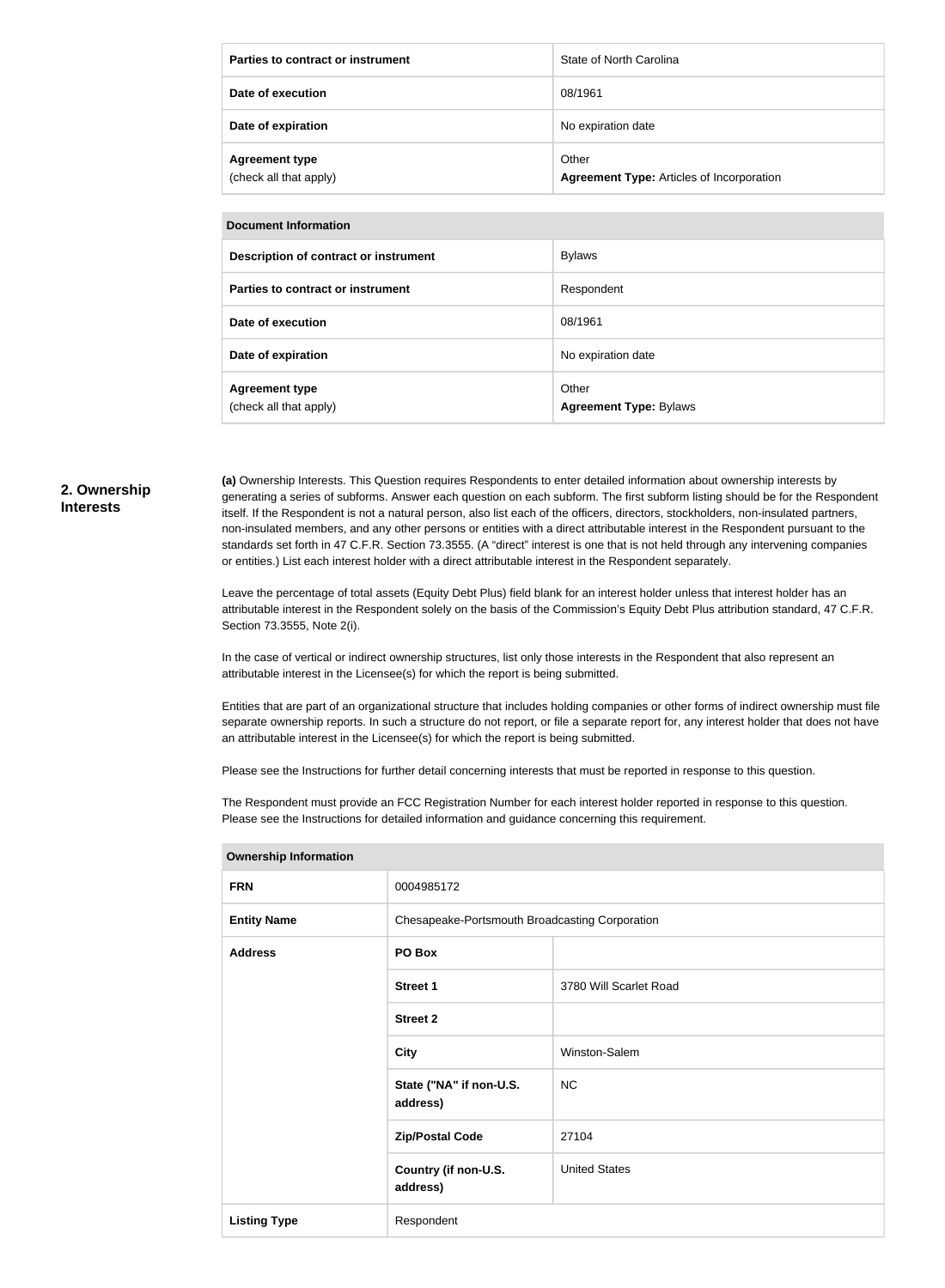| | |
|---|---|
| **Parties to contract or instrument** | State of North Carolina |
| **Date of execution** | 08/1961 |
| **Date of expiration** | No expiration date |
| **Agreement type** (check all that apply) | Other **Agreement Type:** Articles of Incorporation |

| **Document Information** | |
|---|---|
| **Description of contract or instrument** | Bylaws |
| **Parties to contract or instrument** | Respondent |
| **Date of execution** | 08/1961 |
| **Date of expiration** | No expiration date |
| **Agreement type** (check all that apply) | Other **Agreement Type:** Bylaws |

## 2. Ownership Interests

**(a)** Ownership Interests. This Question requires Respondents to enter detailed information about ownership interests by generating a series of subforms. Answer each question on each subform. The first subform listing should be for the Respondent itself. If the Respondent is not a natural person, also list each of the officers, directors, stockholders, non-insulated partners, non-insulated members, and any other persons or entities with a direct attributable interest in the Respondent pursuant to the standards set forth in 47 C.F.R. Section 73.3555. (A "direct" interest is one that is not held through any intervening companies or entities.) List each interest holder with a direct attributable interest in the Respondent separately.

Leave the percentage of total assets (Equity Debt Plus) field blank for an interest holder unless that interest holder has an attributable interest in the Respondent solely on the basis of the Commission's Equity Debt Plus attribution standard, 47 C.F.R. Section 73.3555, Note 2(i).

In the case of vertical or indirect ownership structures, list only those interests in the Respondent that also represent an attributable interest in the Licensee(s) for which the report is being submitted.

Entities that are part of an organizational structure that includes holding companies or other forms of indirect ownership must file separate ownership reports. In such a structure do not report, or file a separate report for, any interest holder that does not have an attributable interest in the Licensee(s) for which the report is being submitted.

Please see the Instructions for further detail concerning interests that must be reported in response to this question.

The Respondent must provide an FCC Registration Number for each interest holder reported in response to this question. Please see the Instructions for detailed information and guidance concerning this requirement.

| **Ownership Information** | | |
|---|---|---|
| **FRN** | 0004985172 | |
| **Entity Name** | Chesapeake-Portsmouth Broadcasting Corporation | |
| **Address** | **PO Box** | |
| | **Street 1** | 3780 Will Scarlet Road |
| | **Street 2** | |
| | **City** | Winston-Salem |
| | **State ("NA" if non-U.S. address)** | NC |
| | **Zip/Postal Code** | 27104 |
| | **Country (if non-U.S. address)** | United States |
| **Listing Type** | Respondent | |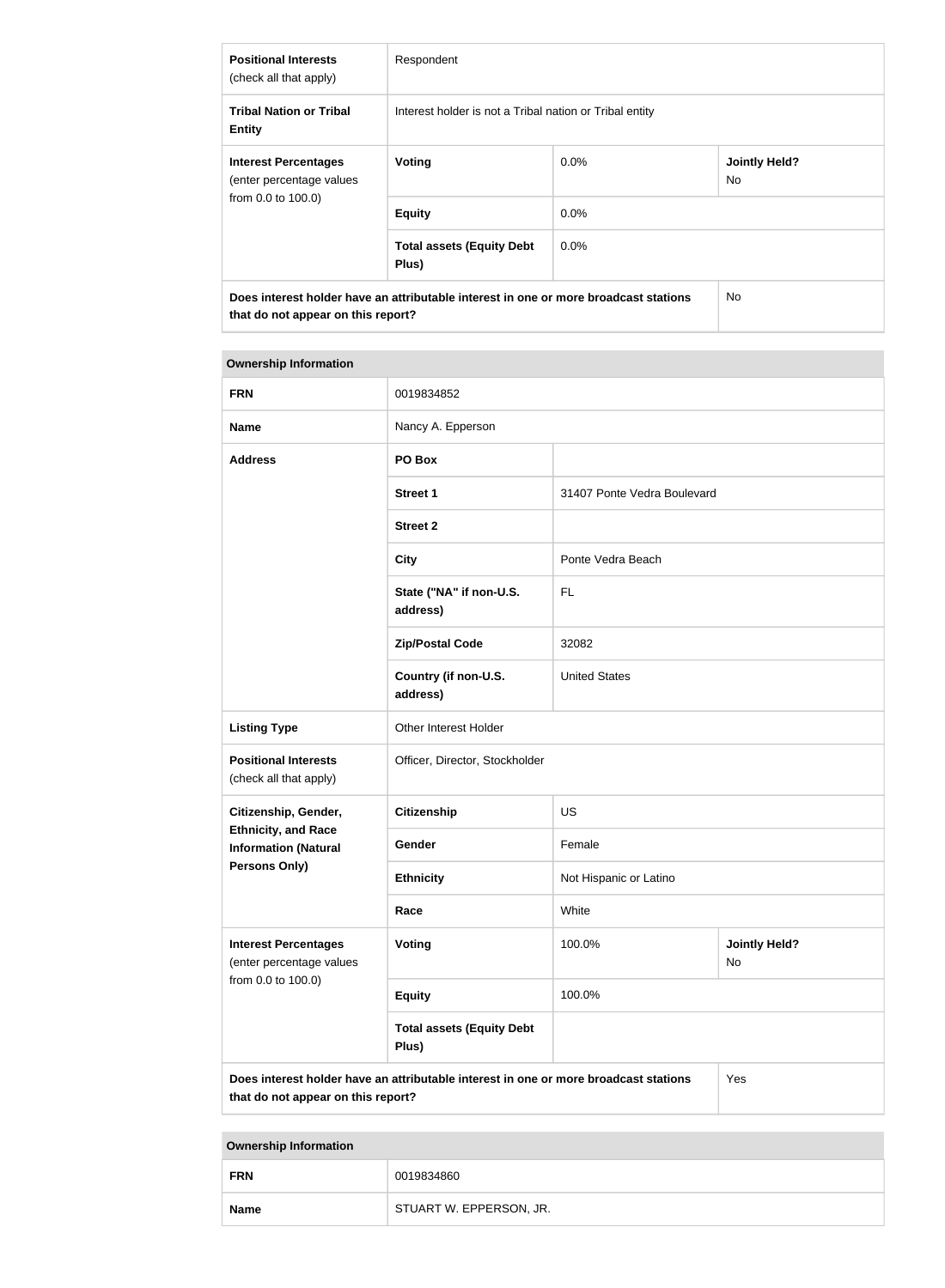| | | | |
|---|---|---|---|
| **Positional Interests** (check all that apply) | Respondent | | |
| **Tribal Nation or Tribal Entity** | Interest holder is not a Tribal nation or Tribal entity | | |
| **Interest Percentages** (enter percentage values from 0.0 to 100.0) | **Voting** | 0.0% | **Jointly Held?** No |
| | **Equity** | 0.0% | |
| | **Total assets (Equity Debt Plus)** | 0.0% | |
| **Does interest holder have an attributable interest in one or more broadcast stations that do not appear on this report?** | | | No |

| **Ownership Information** | | | |
|---|---|---|---|
| **FRN** | 0019834852 | | |
| **Name** | Nancy A. Epperson | | |
| **Address** | **PO Box** | | |
| | **Street 1** | 31407 Ponte Vedra Boulevard | |
| | **Street 2** | | |
| | **City** | Ponte Vedra Beach | |
| | **State ("NA" if non-U.S. address)** | FL | |
| | **Zip/Postal Code** | 32082 | |
| | **Country (if non-U.S. address)** | United States | |
| **Listing Type** | Other Interest Holder | | |
| **Positional Interests** (check all that apply) | Officer, Director, Stockholder | | |
| **Citizenship, Gender, Ethnicity, and Race Information (Natural Persons Only)** | **Citizenship** | US | |
| | **Gender** | Female | |
| | **Ethnicity** | Not Hispanic or Latino | |
| | **Race** | White | |
| **Interest Percentages** (enter percentage values from 0.0 to 100.0) | **Voting** | 100.0% | **Jointly Held?** No |
| | **Equity** | 100.0% | |
| | **Total assets (Equity Debt Plus)** | | |
| **Does interest holder have an attributable interest in one or more broadcast stations that do not appear on this report?** | | | Yes |

| **Ownership Information** | |
|---|---|
| **FRN** | 0019834860 |
| **Name** | STUART W. EPPERSON, JR. |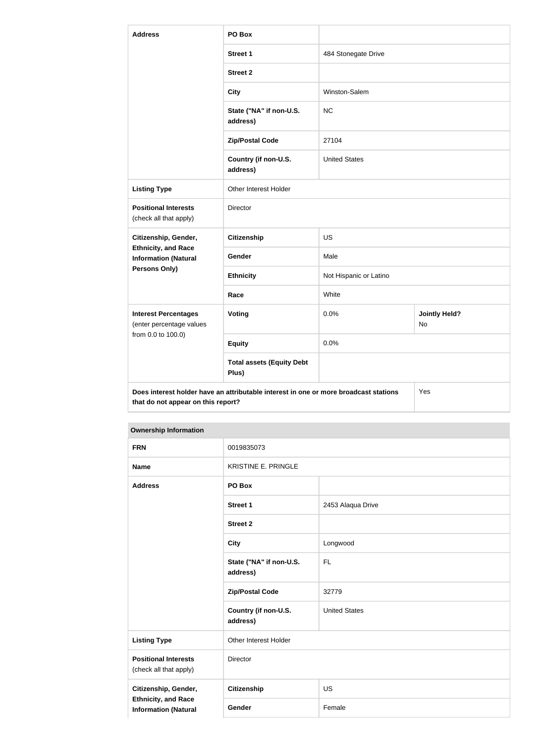| Address | PO Box | | |
|---|---|---|---|
| | Street 1 | 484 Stonegate Drive | |
| | Street 2 | | |
| | City | Winston-Salem | |
| | State ("NA" if non-U.S. address) | NC | |
| | Zip/Postal Code | 27104 | |
| | Country (if non-U.S. address) | United States | |
| Listing Type | Other Interest Holder | | |
| Positional Interests (check all that apply) | Director | | |
| Citizenship, Gender, Ethnicity, and Race Information (Natural Persons Only) | Citizenship | US | |
| | Gender | Male | |
| | Ethnicity | Not Hispanic or Latino | |
| | Race | White | |
| Interest Percentages (enter percentage values from 0.0 to 100.0) | Voting | 0.0% | Jointly Held? No |
| | Equity | 0.0% | |
| | Total assets (Equity Debt Plus) | | |
| Does interest holder have an attributable interest in one or more broadcast stations that do not appear on this report? | | | Yes |

| Ownership Information | | |
|---|---|---|
| FRN | 0019835073 | |
| Name | KRISTINE E. PRINGLE | |
| Address | PO Box | |
| | Street 1 | 2453 Alaqua Drive |
| | Street 2 | |
| | City | Longwood |
| | State ("NA" if non-U.S. address) | FL |
| | Zip/Postal Code | 32779 |
| | Country (if non-U.S. address) | United States |
| Listing Type | Other Interest Holder | |
| Positional Interests (check all that apply) | Director | |
| Citizenship, Gender, Ethnicity, and Race Information (Natural | Citizenship | US |
| | Gender | Female |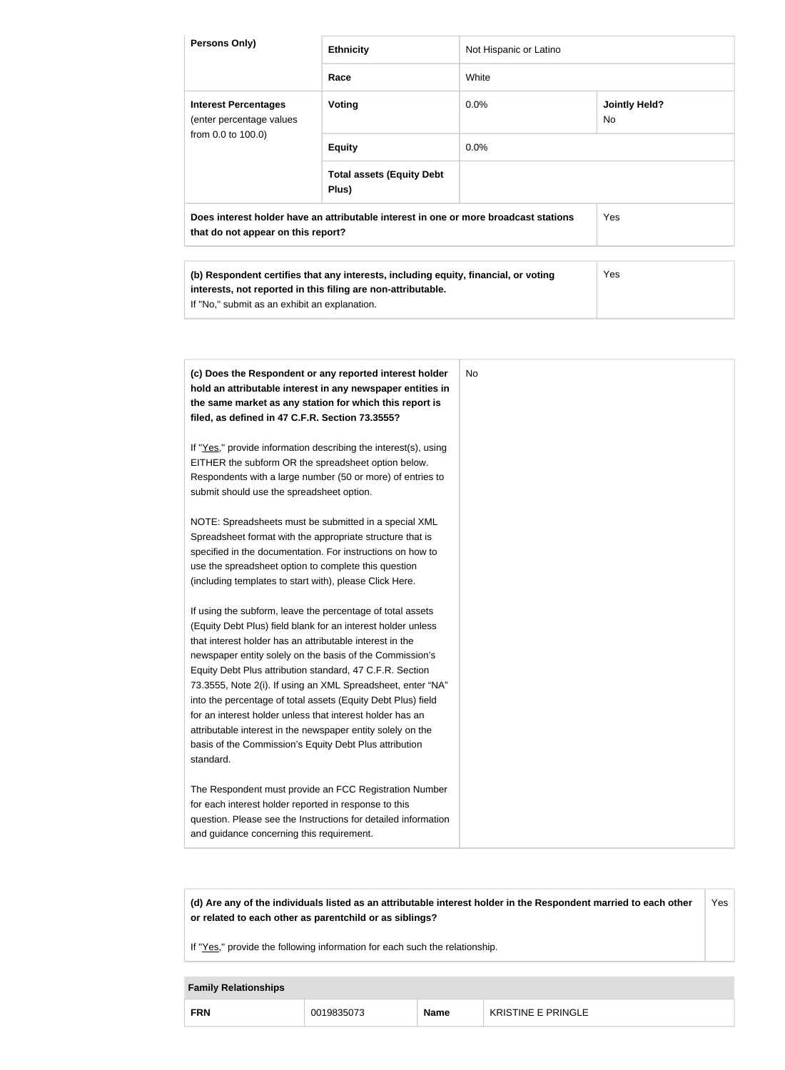| Persons Only) | Ethnicity | Not Hispanic or Latino | |
|---|---|---|---|
| | **Race** | White | |
| **Interest Percentages** (enter percentage values from 0.0 to 100.0) | **Voting** | 0.0% | **Jointly Held?** No |
| | **Equity** | 0.0% | |
| | **Total assets (Equity Debt Plus)** | | |
| **Does interest holder have an attributable interest in one or more broadcast stations that do not appear on this report?** | | | Yes |

| | |
|---|---|
| **(b) Respondent certifies that any interests, including equity, financial, or voting interests, not reported in this filing are non-attributable.** If "No," submit as an exhibit an explanation. | Yes |

| | |
|---|---|
| **(c) Does the Respondent or any reported interest holder hold an attributable interest in any newspaper entities in the same market as any station for which this report is filed, as defined in 47 C.F.R. Section 73.3555?**<br><br>If "Yes," provide information describing the interest(s), using EITHER the subform OR the spreadsheet option below. Respondents with a large number (50 or more) of entries to submit should use the spreadsheet option.<br><br>NOTE: Spreadsheets must be submitted in a special XML Spreadsheet format with the appropriate structure that is specified in the documentation. For instructions on how to use the spreadsheet option to complete this question (including templates to start with), please Click Here.<br><br>If using the subform, leave the percentage of total assets (Equity Debt Plus) field blank for an interest holder unless that interest holder has an attributable interest in the newspaper entity solely on the basis of the Commission's Equity Debt Plus attribution standard, 47 C.F.R. Section 73.3555, Note 2(i). If using an XML Spreadsheet, enter "NA" into the percentage of total assets (Equity Debt Plus) field for an interest holder unless that interest holder has an attributable interest in the newspaper entity solely on the basis of the Commission's Equity Debt Plus attribution standard.<br><br>The Respondent must provide an FCC Registration Number for each interest holder reported in response to this question. Please see the Instructions for detailed information and guidance concerning this requirement. | No |

| | |
|---|---|
| **(d) Are any of the individuals listed as an attributable interest holder in the Respondent married to each other or related to each other as parentchild or as siblings?**<br><br>If "Yes," provide the following information for each such the relationship. | Yes |

| Family Relationships | | | |
|---|---|---|---|
| **FRN** | 0019835073 | **Name** | KRISTINE E PRINGLE |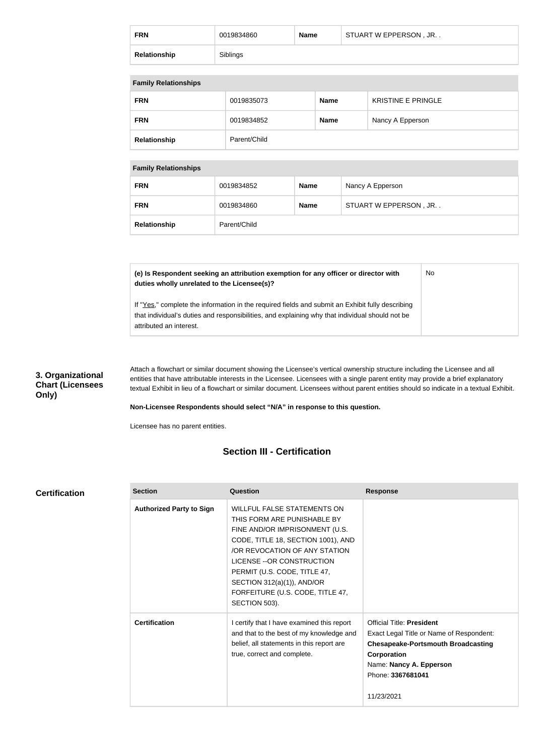| | | | |
|---|---|---|---|
| **FRN** | 0019834860 | **Name** | STUART W EPPERSON , JR. . |
| **Relationship** | Siblings | | |

| **Family Relationships** | | | |
|---|---|---|---|
| **FRN** | 0019835073 | **Name** | KRISTINE E PRINGLE |
| **FRN** | 0019834852 | **Name** | Nancy A Epperson |
| **Relationship** | Parent/Child | | |

| **Family Relationships** | | | |
|---|---|---|---|
| **FRN** | 0019834852 | **Name** | Nancy A Epperson |
| **FRN** | 0019834860 | **Name** | STUART W EPPERSON , JR. . |
| **Relationship** | Parent/Child | | |

| | |
|---|---|
| **(e) Is Respondent seeking an attribution exemption for any officer or director with duties wholly unrelated to the Licensee(s)?**<br><br>If "Yes," complete the information in the required fields and submit an Exhibit fully describing that individual's duties and responsibilities, and explaining why that individual should not be attributed an interest. | No |

**3. Organizational Chart (Licensees Only)**

Attach a flowchart or similar document showing the Licensee's vertical ownership structure including the Licensee and all entities that have attributable interests in the Licensee. Licensees with a single parent entity may provide a brief explanatory textual Exhibit in lieu of a flowchart or similar document. Licensees without parent entities should so indicate in a textual Exhibit.

**Non-Licensee Respondents should select "N/A" in response to this question.**

Licensee has no parent entities.

## Section III - Certification

**Certification**

| Section | Question | Response |
|---|---|---|
| **Authorized Party to Sign** | WILLFUL FALSE STATEMENTS ON THIS FORM ARE PUNISHABLE BY FINE AND/OR IMPRISONMENT (U.S. CODE, TITLE 18, SECTION 1001), AND /OR REVOCATION OF ANY STATION LICENSE --OR CONSTRUCTION PERMIT (U.S. CODE, TITLE 47, SECTION 312(a)(1)), AND/OR FORFEITURE (U.S. CODE, TITLE 47, SECTION 503). | |
| **Certification** | I certify that I have examined this report and that to the best of my knowledge and belief, all statements in this report are true, correct and complete. | Official Title: **President**<br>Exact Legal Title or Name of Respondent: **Chesapeake-Portsmouth Broadcasting Corporation**<br>Name: **Nancy A. Epperson**<br>Phone: **3367681041**<br><br>11/23/2021 |